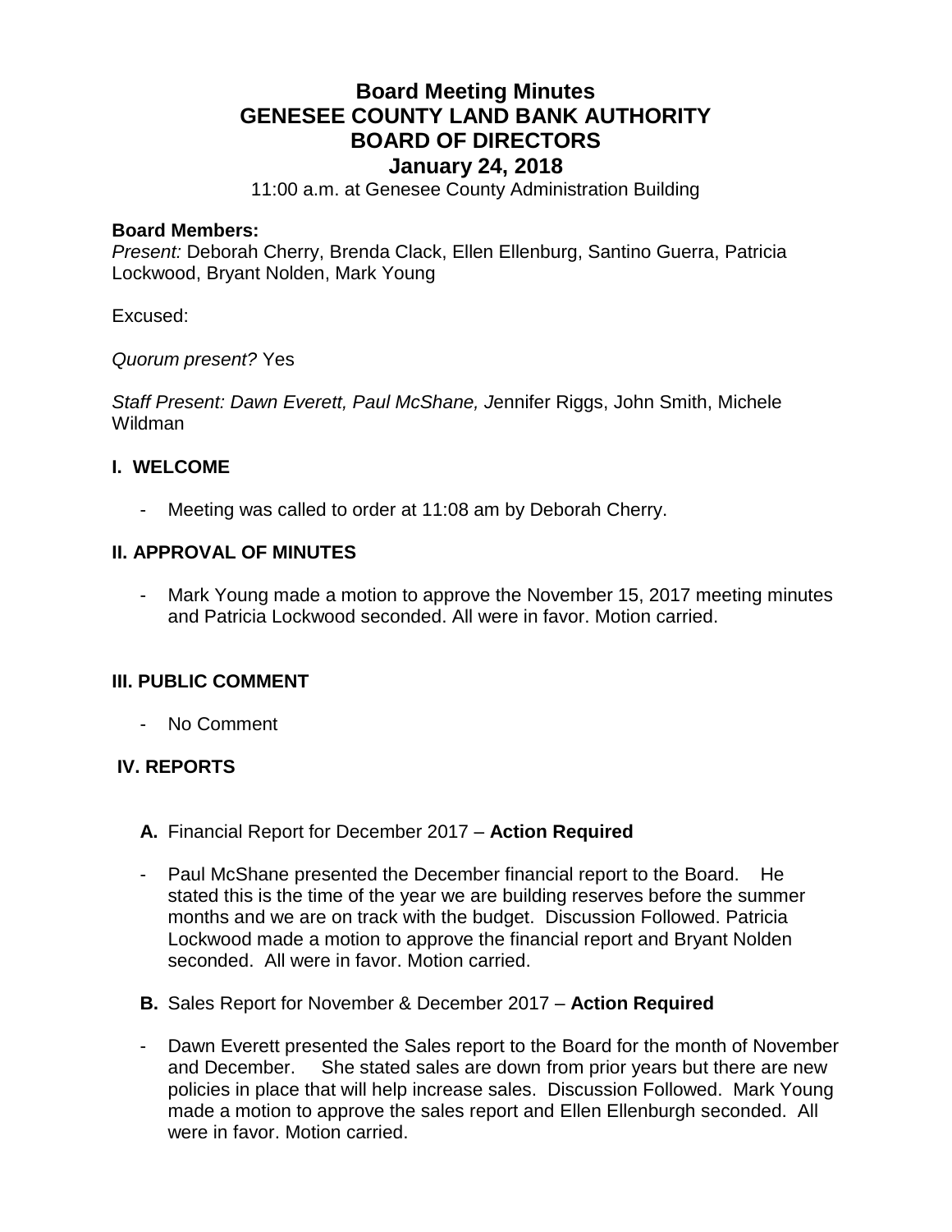# Board Meeting Minutes
# GENESEE COUNTY LAND BANK AUTHORITY
# BOARD OF DIRECTORS
# January 24, 2018

11:00 a.m. at Genesee County Administration Building

**Board Members:**
*Present:* Deborah Cherry, Brenda Clack, Ellen Ellenburg, Santino Guerra, Patricia Lockwood, Bryant Nolden, Mark Young

Excused:

*Quorum present?* Yes

*Staff Present: Dawn Everett, Paul McShane, J*ennifer Riggs, John Smith, Michele Wildman

## I. WELCOME

- Meeting was called to order at 11:08 am by Deborah Cherry.

## II. APPROVAL OF MINUTES

- Mark Young made a motion to approve the November 15, 2017 meeting minutes and Patricia Lockwood seconded. All were in favor. Motion carried.

## III. PUBLIC COMMENT

- No Comment

## IV. REPORTS

**A.** Financial Report for December 2017 – **Action Required**

- Paul McShane presented the December financial report to the Board. He stated this is the time of the year we are building reserves before the summer months and we are on track with the budget. Discussion Followed. Patricia Lockwood made a motion to approve the financial report and Bryant Nolden seconded. All were in favor. Motion carried.

**B.** Sales Report for November & December 2017 – **Action Required**

- Dawn Everett presented the Sales report to the Board for the month of November and December. She stated sales are down from prior years but there are new policies in place that will help increase sales. Discussion Followed. Mark Young made a motion to approve the sales report and Ellen Ellenburgh seconded. All were in favor. Motion carried.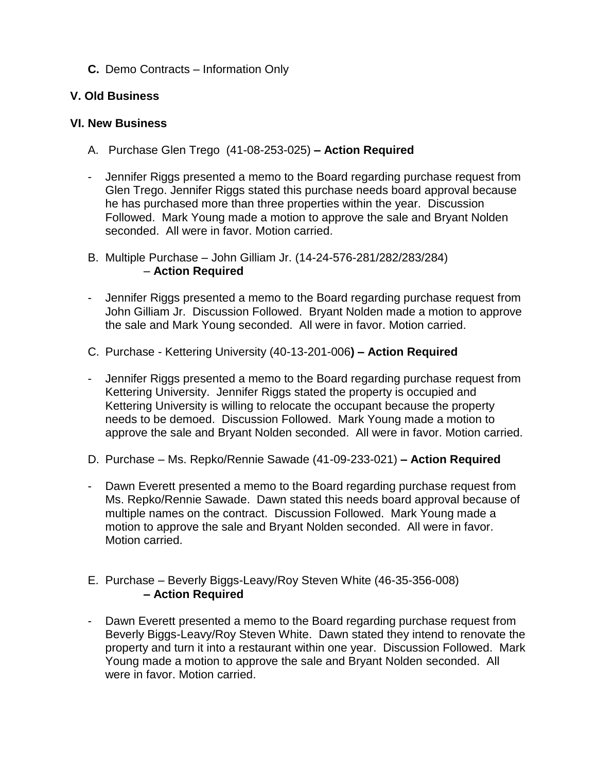**C.** Demo Contracts – Information Only

### V. Old Business

### VI. New Business

A. Purchase Glen Trego (41-08-253-025) **– Action Required**

- Jennifer Riggs presented a memo to the Board regarding purchase request from Glen Trego. Jennifer Riggs stated this purchase needs board approval because he has purchased more than three properties within the year. Discussion Followed. Mark Young made a motion to approve the sale and Bryant Nolden seconded. All were in favor. Motion carried.

B. Multiple Purchase – John Gilliam Jr. (14-24-576-281/282/283/284) – **Action Required**

- Jennifer Riggs presented a memo to the Board regarding purchase request from John Gilliam Jr. Discussion Followed. Bryant Nolden made a motion to approve the sale and Mark Young seconded. All were in favor. Motion carried.

C. Purchase - Kettering University (40-13-201-006**) – Action Required**

- Jennifer Riggs presented a memo to the Board regarding purchase request from Kettering University. Jennifer Riggs stated the property is occupied and Kettering University is willing to relocate the occupant because the property needs to be demoed. Discussion Followed. Mark Young made a motion to approve the sale and Bryant Nolden seconded. All were in favor. Motion carried.

D. Purchase – Ms. Repko/Rennie Sawade (41-09-233-021) **– Action Required**

- Dawn Everett presented a memo to the Board regarding purchase request from Ms. Repko/Rennie Sawade. Dawn stated this needs board approval because of multiple names on the contract. Discussion Followed. Mark Young made a motion to approve the sale and Bryant Nolden seconded. All were in favor. Motion carried.

E. Purchase – Beverly Biggs-Leavy/Roy Steven White (46-35-356-008) **– Action Required**

- Dawn Everett presented a memo to the Board regarding purchase request from Beverly Biggs-Leavy/Roy Steven White. Dawn stated they intend to renovate the property and turn it into a restaurant within one year. Discussion Followed. Mark Young made a motion to approve the sale and Bryant Nolden seconded. All were in favor. Motion carried.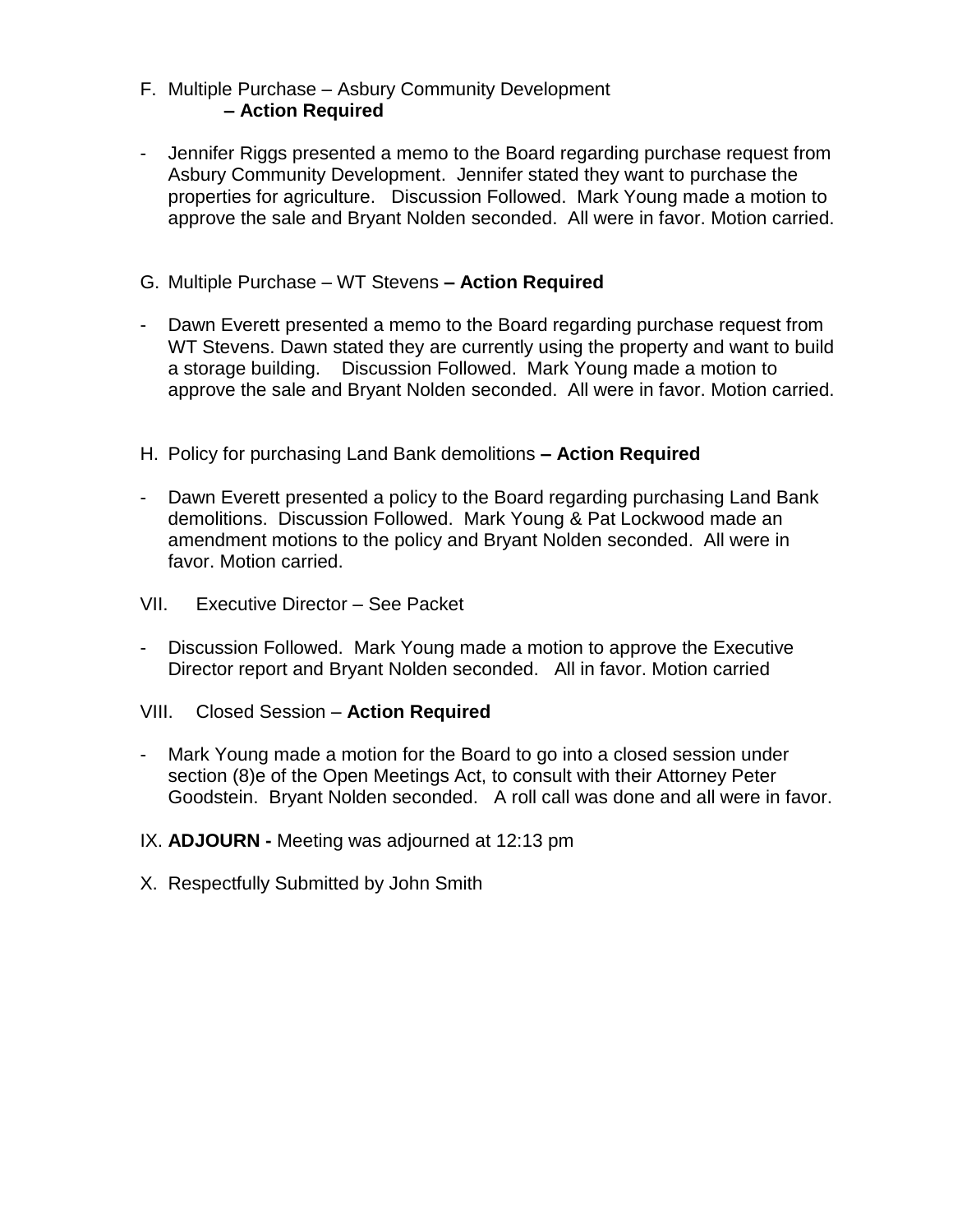F. Multiple Purchase – Asbury Community Development
   **– Action Required**

- Jennifer Riggs presented a memo to the Board regarding purchase request from Asbury Community Development. Jennifer stated they want to purchase the properties for agriculture. Discussion Followed. Mark Young made a motion to approve the sale and Bryant Nolden seconded. All were in favor. Motion carried.

G. Multiple Purchase – WT Stevens **– Action Required**

- Dawn Everett presented a memo to the Board regarding purchase request from WT Stevens. Dawn stated they are currently using the property and want to build a storage building. Discussion Followed. Mark Young made a motion to approve the sale and Bryant Nolden seconded. All were in favor. Motion carried.

H. Policy for purchasing Land Bank demolitions **– Action Required**

- Dawn Everett presented a policy to the Board regarding purchasing Land Bank demolitions. Discussion Followed. Mark Young & Pat Lockwood made an amendment motions to the policy and Bryant Nolden seconded. All were in favor. Motion carried.

VII. Executive Director – See Packet

- Discussion Followed. Mark Young made a motion to approve the Executive Director report and Bryant Nolden seconded. All in favor. Motion carried

VIII. Closed Session – **Action Required**

- Mark Young made a motion for the Board to go into a closed session under section (8)e of the Open Meetings Act, to consult with their Attorney Peter Goodstein. Bryant Nolden seconded. A roll call was done and all were in favor.

IX. **ADJOURN -** Meeting was adjourned at 12:13 pm

X. Respectfully Submitted by John Smith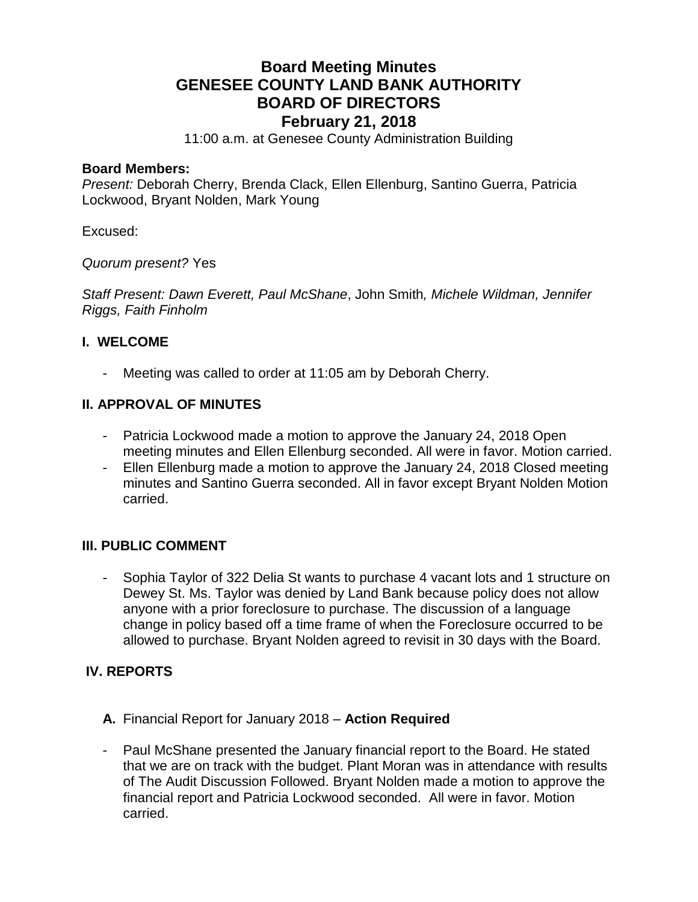# Board Meeting Minutes
# GENESEE COUNTY LAND BANK AUTHORITY
# BOARD OF DIRECTORS
# February 21, 2018

11:00 a.m. at Genesee County Administration Building

**Board Members:**
*Present:* Deborah Cherry, Brenda Clack, Ellen Ellenburg, Santino Guerra, Patricia Lockwood, Bryant Nolden, Mark Young

Excused:

*Quorum present?* Yes

*Staff Present: Dawn Everett, Paul McShane*, John Smith*, Michele Wildman, Jennifer Riggs, Faith Finholm*

## I. WELCOME

- Meeting was called to order at 11:05 am by Deborah Cherry.

## II. APPROVAL OF MINUTES

- Patricia Lockwood made a motion to approve the January 24, 2018 Open meeting minutes and Ellen Ellenburg seconded. All were in favor. Motion carried.
- Ellen Ellenburg made a motion to approve the January 24, 2018 Closed meeting minutes and Santino Guerra seconded. All in favor except Bryant Nolden Motion carried.

## III. PUBLIC COMMENT

- Sophia Taylor of 322 Delia St wants to purchase 4 vacant lots and 1 structure on Dewey St. Ms. Taylor was denied by Land Bank because policy does not allow anyone with a prior foreclosure to purchase. The discussion of a language change in policy based off a time frame of when the Foreclosure occurred to be allowed to purchase. Bryant Nolden agreed to revisit in 30 days with the Board.

## IV. REPORTS

**A.** Financial Report for January 2018 – **Action Required**

- Paul McShane presented the January financial report to the Board. He stated that we are on track with the budget. Plant Moran was in attendance with results of The Audit Discussion Followed. Bryant Nolden made a motion to approve the financial report and Patricia Lockwood seconded. All were in favor. Motion carried.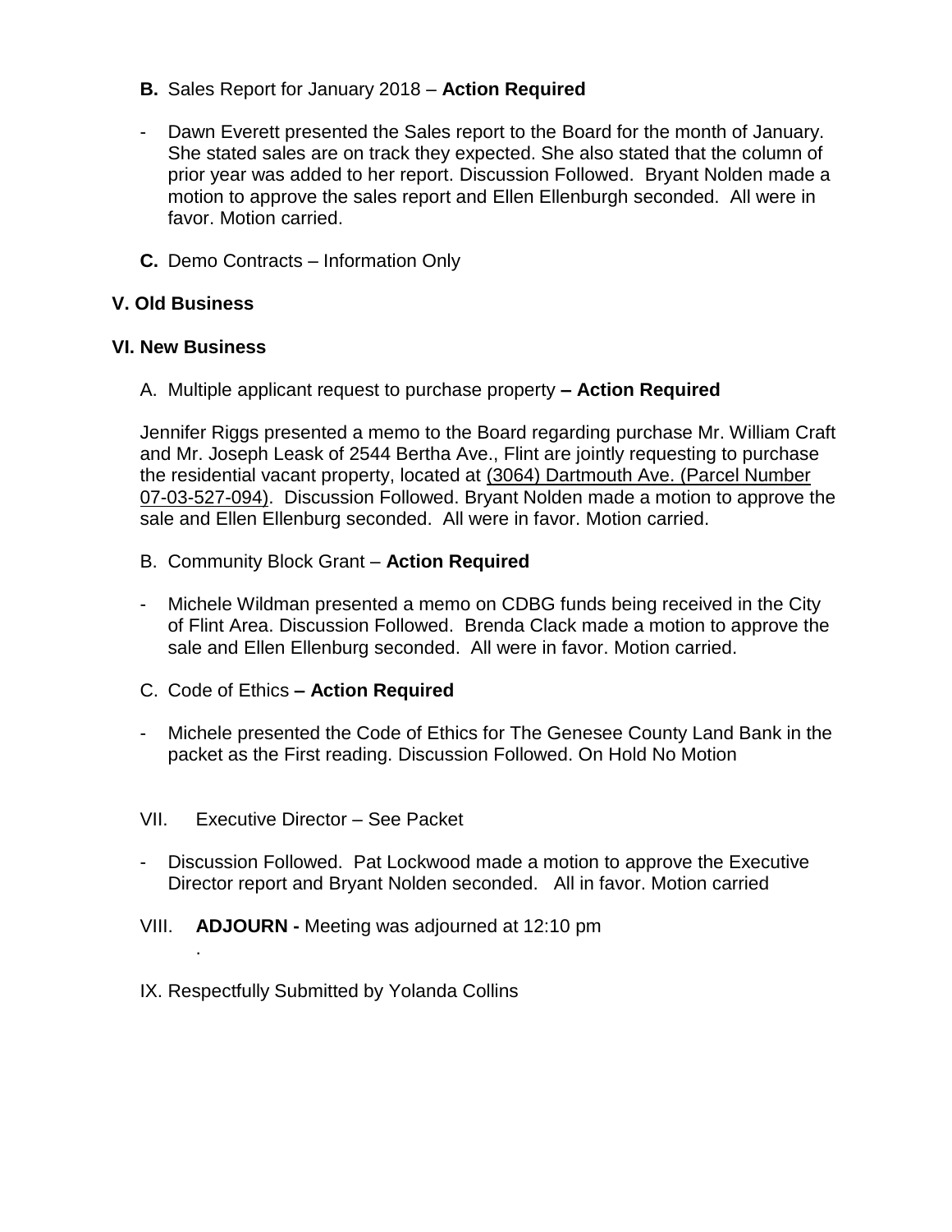**B.** Sales Report for January 2018 – **Action Required**

- Dawn Everett presented the Sales report to the Board for the month of January. She stated sales are on track they expected. She also stated that the column of prior year was added to her report. Discussion Followed. Bryant Nolden made a motion to approve the sales report and Ellen Ellenburgh seconded. All were in favor. Motion carried.

**C.** Demo Contracts – Information Only

## V. Old Business

## VI. New Business

A. Multiple applicant request to purchase property **– Action Required**

Jennifer Riggs presented a memo to the Board regarding purchase Mr. William Craft and Mr. Joseph Leask of 2544 Bertha Ave., Flint are jointly requesting to purchase the residential vacant property, located at (3064) Dartmouth Ave. (Parcel Number 07-03-527-094). Discussion Followed. Bryant Nolden made a motion to approve the sale and Ellen Ellenburg seconded. All were in favor. Motion carried.

B. Community Block Grant – **Action Required**

- Michele Wildman presented a memo on CDBG funds being received in the City of Flint Area. Discussion Followed. Brenda Clack made a motion to approve the sale and Ellen Ellenburg seconded. All were in favor. Motion carried.

C. Code of Ethics **– Action Required**

- Michele presented the Code of Ethics for The Genesee County Land Bank in the packet as the First reading. Discussion Followed. On Hold No Motion

VII. Executive Director – See Packet

- Discussion Followed. Pat Lockwood made a motion to approve the Executive Director report and Bryant Nolden seconded. All in favor. Motion carried

VIII. **ADJOURN -** Meeting was adjourned at 12:10 pm
.

IX. Respectfully Submitted by Yolanda Collins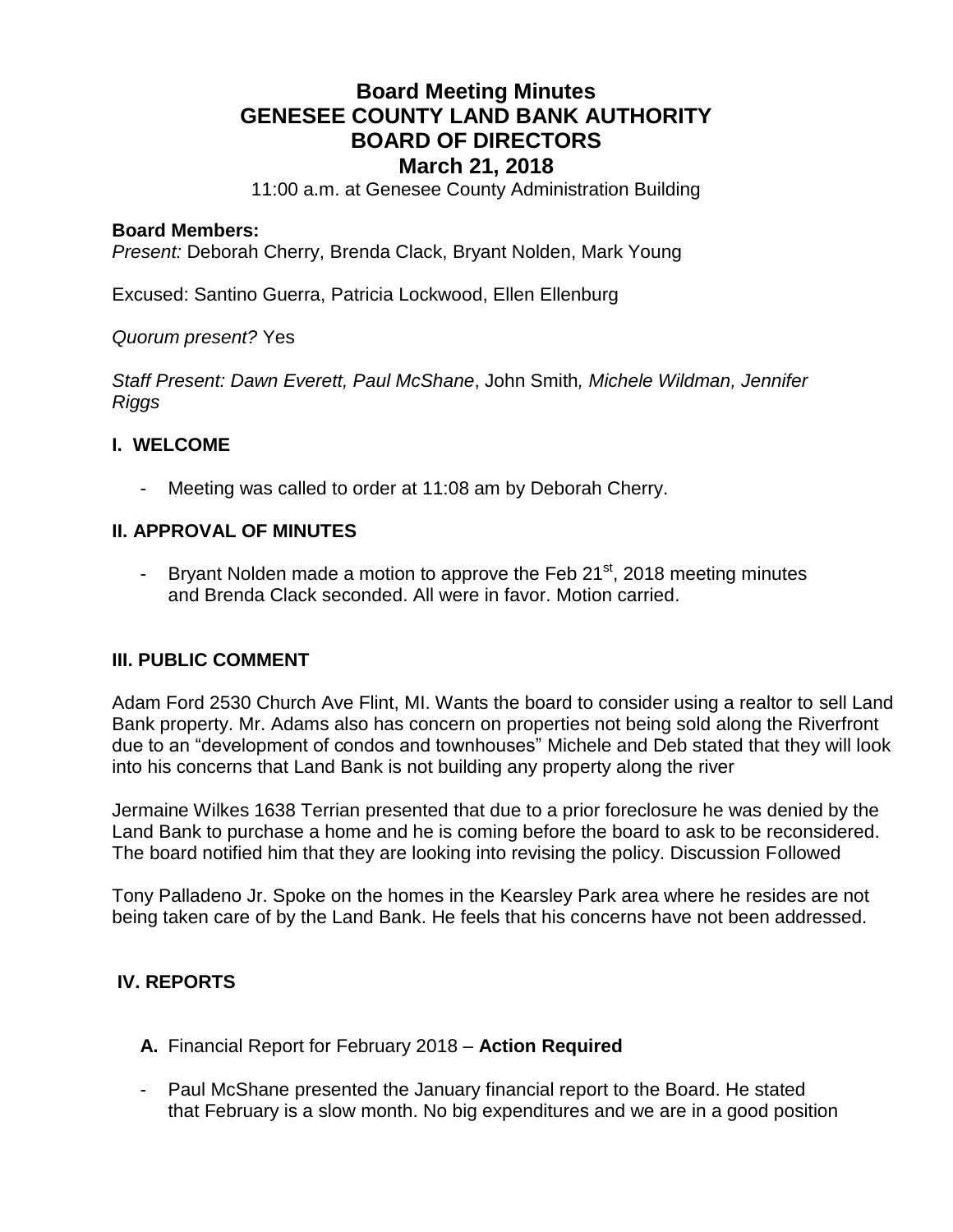# Board Meeting Minutes
# GENESEE COUNTY LAND BANK AUTHORITY
# BOARD OF DIRECTORS
# March 21, 2018

11:00 a.m. at Genesee County Administration Building

**Board Members:**
*Present:* Deborah Cherry, Brenda Clack, Bryant Nolden, Mark Young

Excused: Santino Guerra, Patricia Lockwood, Ellen Ellenburg

*Quorum present?* Yes

*Staff Present: Dawn Everett, Paul McShane*, John Smith*, Michele Wildman, Jennifer Riggs*

### I. WELCOME

- Meeting was called to order at 11:08 am by Deborah Cherry.

### II. APPROVAL OF MINUTES

- Bryant Nolden made a motion to approve the Feb 21st, 2018 meeting minutes and Brenda Clack seconded. All were in favor. Motion carried.

### III. PUBLIC COMMENT

Adam Ford 2530 Church Ave Flint, MI. Wants the board to consider using a realtor to sell Land Bank property. Mr. Adams also has concern on properties not being sold along the Riverfront due to an "development of condos and townhouses" Michele and Deb stated that they will look into his concerns that Land Bank is not building any property along the river

Jermaine Wilkes 1638 Terrian presented that due to a prior foreclosure he was denied by the Land Bank to purchase a home and he is coming before the board to ask to be reconsidered. The board notified him that they are looking into revising the policy. Discussion Followed

Tony Palladeno Jr. Spoke on the homes in the Kearsley Park area where he resides are not being taken care of by the Land Bank. He feels that his concerns have not been addressed.

### IV. REPORTS

**A.** Financial Report for February 2018 – **Action Required**

- Paul McShane presented the January financial report to the Board. He stated that February is a slow month. No big expenditures and we are in a good position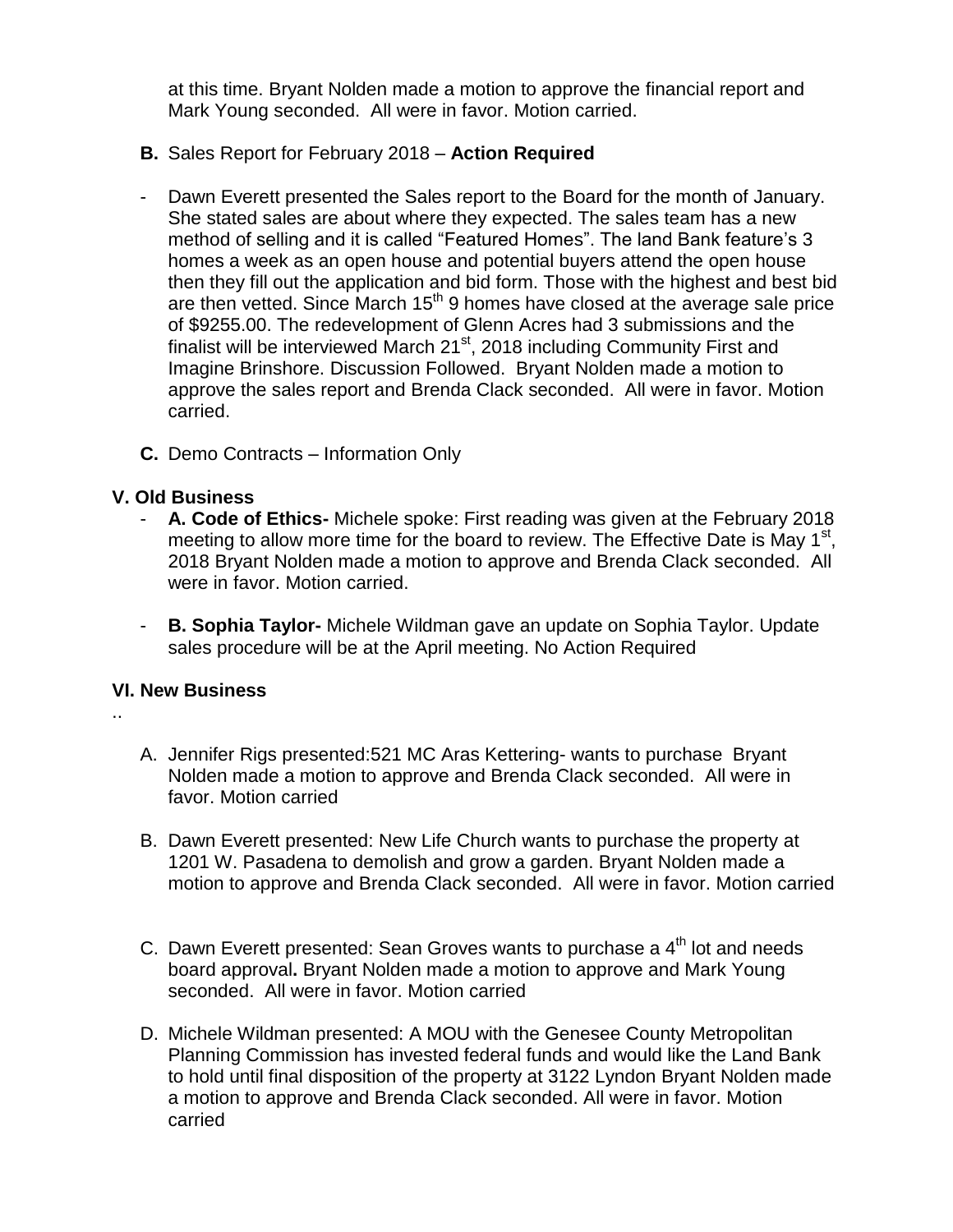at this time. Bryant Nolden made a motion to approve the financial report and Mark Young seconded. All were in favor. Motion carried.

**B.** Sales Report for February 2018 – **Action Required**

- Dawn Everett presented the Sales report to the Board for the month of January. She stated sales are about where they expected. The sales team has a new method of selling and it is called "Featured Homes". The land Bank feature's 3 homes a week as an open house and potential buyers attend the open house then they fill out the application and bid form. Those with the highest and best bid are then vetted. Since March 15th 9 homes have closed at the average sale price of $9255.00. The redevelopment of Glenn Acres had 3 submissions and the finalist will be interviewed March 21st, 2018 including Community First and Imagine Brinshore. Discussion Followed. Bryant Nolden made a motion to approve the sales report and Brenda Clack seconded. All were in favor. Motion carried.

**C.** Demo Contracts – Information Only

### V. Old Business

- **A. Code of Ethics-** Michele spoke: First reading was given at the February 2018 meeting to allow more time for the board to review. The Effective Date is May 1st, 2018 Bryant Nolden made a motion to approve and Brenda Clack seconded. All were in favor. Motion carried.

- **B. Sophia Taylor-** Michele Wildman gave an update on Sophia Taylor. Update sales procedure will be at the April meeting. No Action Required

### VI. New Business

..

A. Jennifer Rigs presented:521 MC Aras Kettering- wants to purchase Bryant Nolden made a motion to approve and Brenda Clack seconded. All were in favor. Motion carried

B. Dawn Everett presented: New Life Church wants to purchase the property at 1201 W. Pasadena to demolish and grow a garden. Bryant Nolden made a motion to approve and Brenda Clack seconded. All were in favor. Motion carried

C. Dawn Everett presented: Sean Groves wants to purchase a 4th lot and needs board approval**.** Bryant Nolden made a motion to approve and Mark Young seconded. All were in favor. Motion carried

D. Michele Wildman presented: A MOU with the Genesee County Metropolitan Planning Commission has invested federal funds and would like the Land Bank to hold until final disposition of the property at 3122 Lyndon Bryant Nolden made a motion to approve and Brenda Clack seconded. All were in favor. Motion carried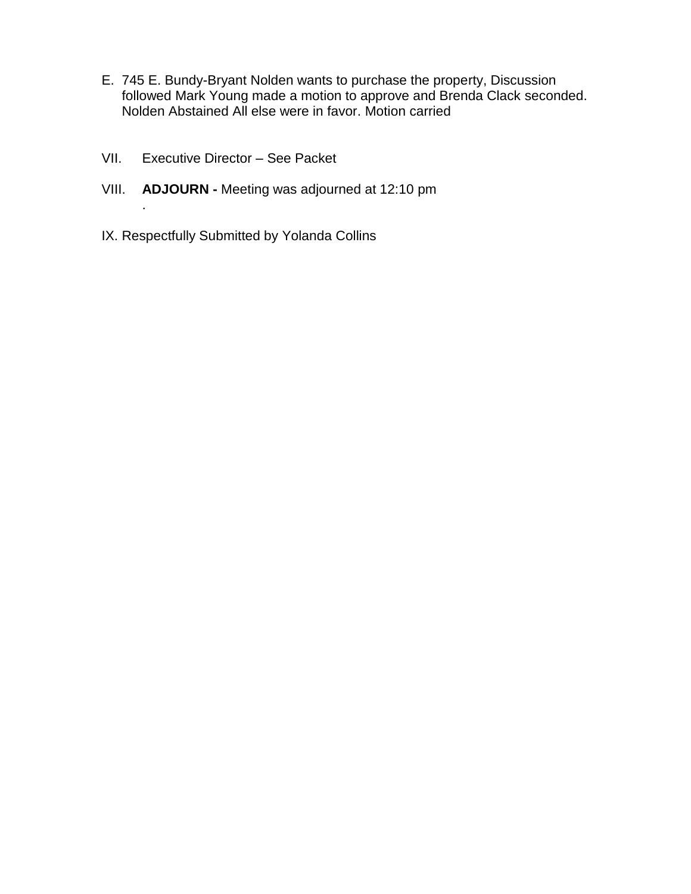E. 745 E. Bundy-Bryant Nolden wants to purchase the property, Discussion followed Mark Young made a motion to approve and Brenda Clack seconded. Nolden Abstained All else were in favor. Motion carried

VII. Executive Director – See Packet

VIII. **ADJOURN -** Meeting was adjourned at 12:10 pm
.

IX. Respectfully Submitted by Yolanda Collins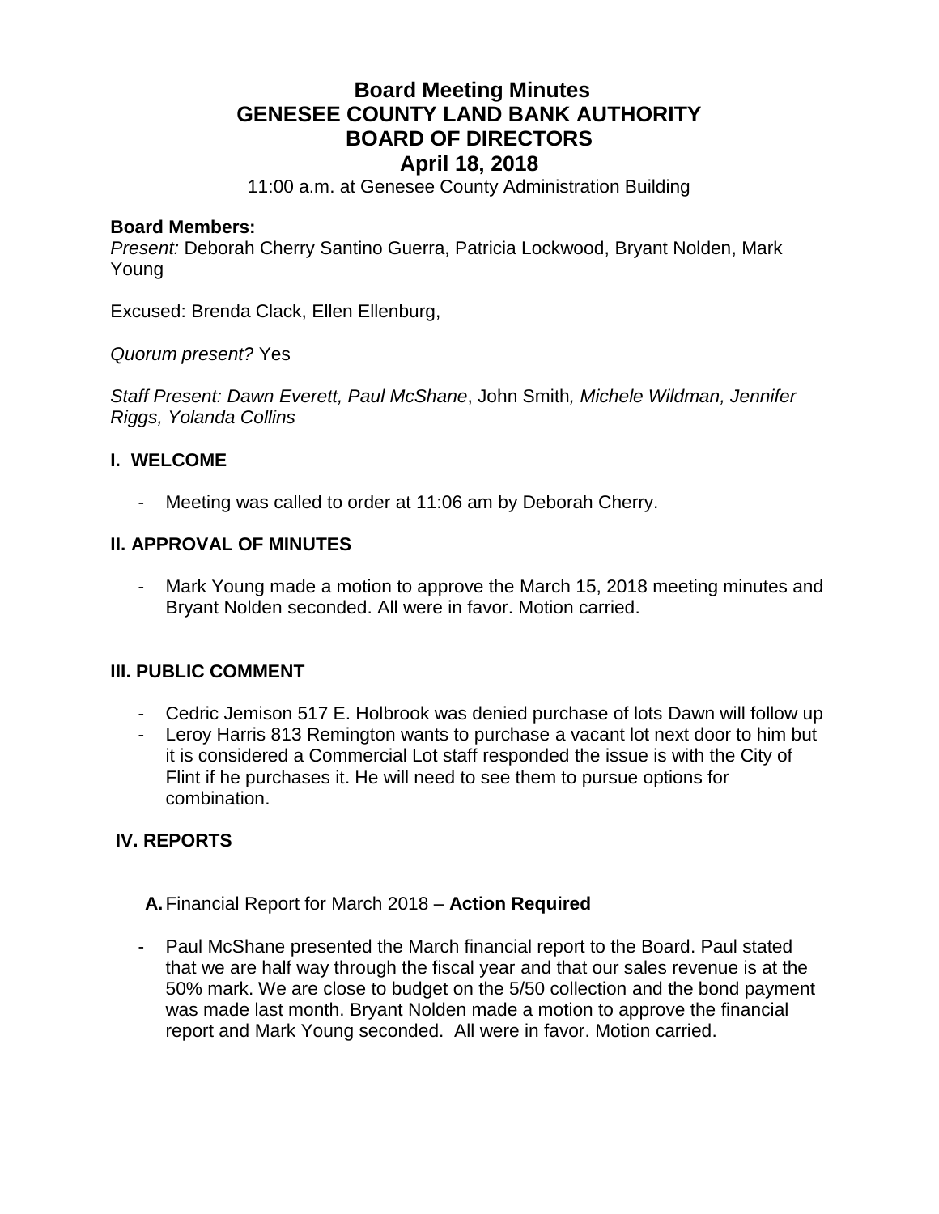# Board Meeting Minutes
# GENESEE COUNTY LAND BANK AUTHORITY
# BOARD OF DIRECTORS
# April 18, 2018

11:00 a.m. at Genesee County Administration Building

**Board Members:**
*Present:* Deborah Cherry Santino Guerra, Patricia Lockwood, Bryant Nolden, Mark Young

Excused: Brenda Clack, Ellen Ellenburg,

*Quorum present?* Yes

*Staff Present: Dawn Everett, Paul McShane*, John Smith*, Michele Wildman, Jennifer Riggs, Yolanda Collins*

## I. WELCOME

- Meeting was called to order at 11:06 am by Deborah Cherry.

## II. APPROVAL OF MINUTES

- Mark Young made a motion to approve the March 15, 2018 meeting minutes and Bryant Nolden seconded. All were in favor. Motion carried.

## III. PUBLIC COMMENT

- Cedric Jemison 517 E. Holbrook was denied purchase of lots Dawn will follow up
- Leroy Harris 813 Remington wants to purchase a vacant lot next door to him but it is considered a Commercial Lot staff responded the issue is with the City of Flint if he purchases it. He will need to see them to pursue options for combination.

## IV. REPORTS

**A.** Financial Report for March 2018 – **Action Required**

- Paul McShane presented the March financial report to the Board. Paul stated that we are half way through the fiscal year and that our sales revenue is at the 50% mark. We are close to budget on the 5/50 collection and the bond payment was made last month. Bryant Nolden made a motion to approve the financial report and Mark Young seconded. All were in favor. Motion carried.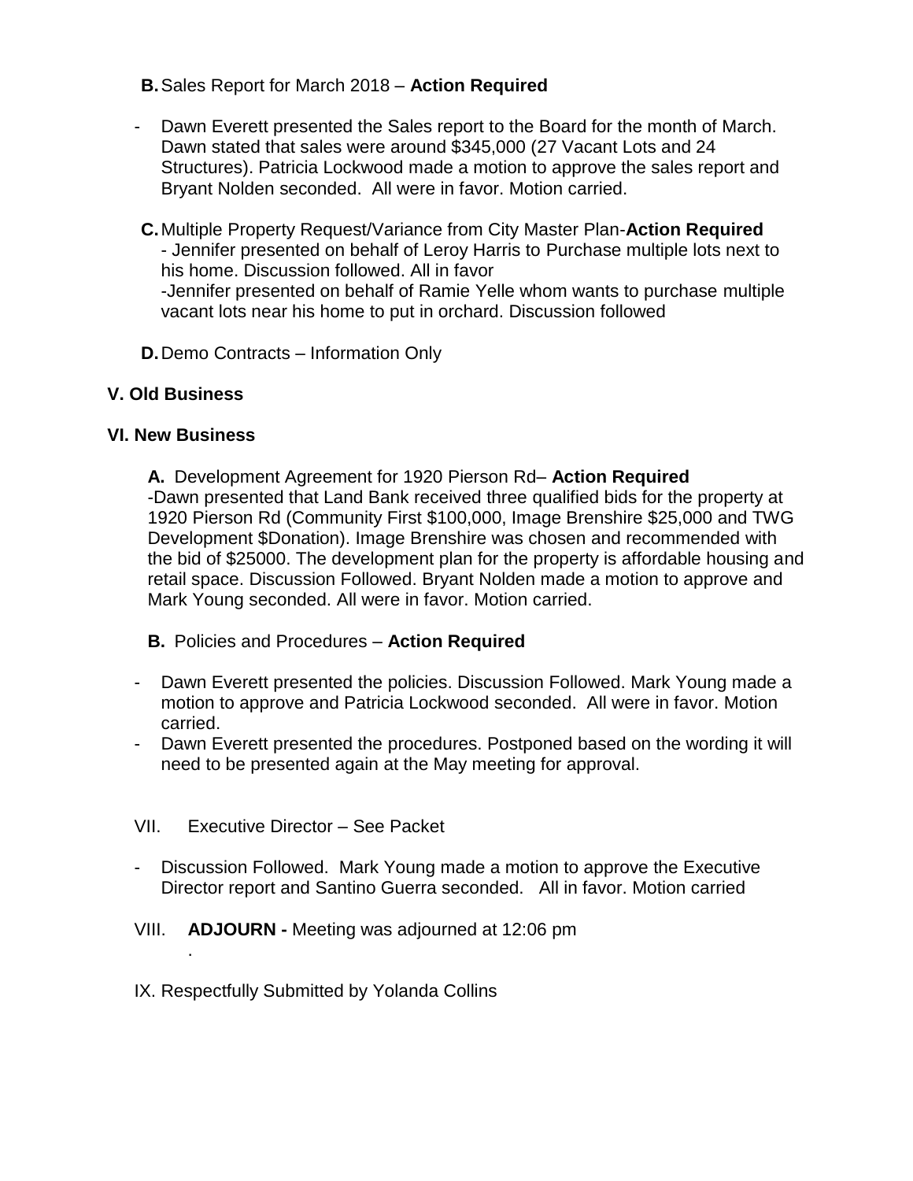**B.** Sales Report for March 2018 – **Action Required**

- Dawn Everett presented the Sales report to the Board for the month of March. Dawn stated that sales were around $345,000 (27 Vacant Lots and 24 Structures). Patricia Lockwood made a motion to approve the sales report and Bryant Nolden seconded. All were in favor. Motion carried.

**C.** Multiple Property Request/Variance from City Master Plan-**Action Required**
- Jennifer presented on behalf of Leroy Harris to Purchase multiple lots next to his home. Discussion followed. All in favor
-Jennifer presented on behalf of Ramie Yelle whom wants to purchase multiple vacant lots near his home to put in orchard. Discussion followed

**D.** Demo Contracts – Information Only

## V. Old Business

## VI. New Business

**A.** Development Agreement for 1920 Pierson Rd– **Action Required**
-Dawn presented that Land Bank received three qualified bids for the property at 1920 Pierson Rd (Community First $100,000, Image Brenshire $25,000 and TWG Development $Donation). Image Brenshire was chosen and recommended with the bid of $25000. The development plan for the property is affordable housing and retail space. Discussion Followed. Bryant Nolden made a motion to approve and Mark Young seconded. All were in favor. Motion carried.

**B.** Policies and Procedures – **Action Required**

- Dawn Everett presented the policies. Discussion Followed. Mark Young made a motion to approve and Patricia Lockwood seconded. All were in favor. Motion carried.
- Dawn Everett presented the procedures. Postponed based on the wording it will need to be presented again at the May meeting for approval.

VII. Executive Director – See Packet

- Discussion Followed. Mark Young made a motion to approve the Executive Director report and Santino Guerra seconded. All in favor. Motion carried

VIII. **ADJOURN -** Meeting was adjourned at 12:06 pm
.

IX. Respectfully Submitted by Yolanda Collins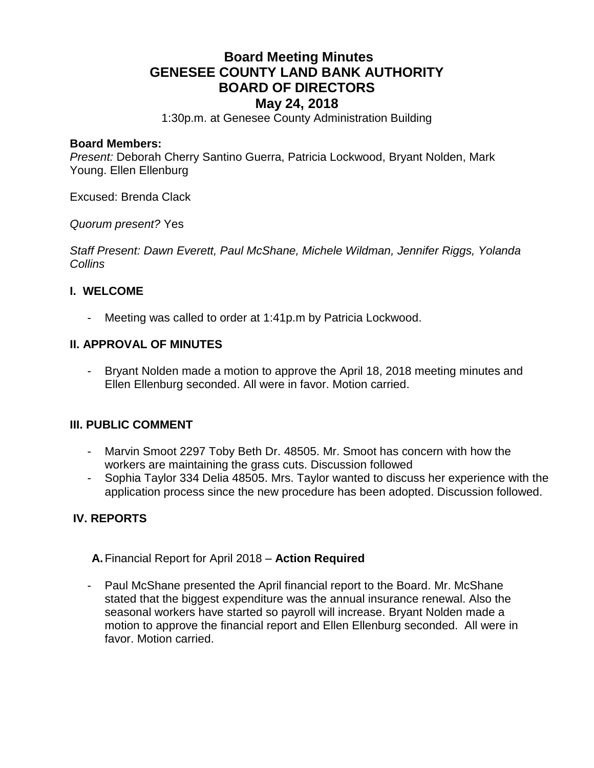# Board Meeting Minutes
# GENESEE COUNTY LAND BANK AUTHORITY
# BOARD OF DIRECTORS
# May 24, 2018

1:30p.m. at Genesee County Administration Building

**Board Members:**
*Present:* Deborah Cherry Santino Guerra, Patricia Lockwood, Bryant Nolden, Mark Young. Ellen Ellenburg

Excused: Brenda Clack

*Quorum present?* Yes

*Staff Present: Dawn Everett, Paul McShane, Michele Wildman, Jennifer Riggs, Yolanda Collins*

## I. WELCOME

- Meeting was called to order at 1:41p.m by Patricia Lockwood.

## II. APPROVAL OF MINUTES

- Bryant Nolden made a motion to approve the April 18, 2018 meeting minutes and Ellen Ellenburg seconded. All were in favor. Motion carried.

## III. PUBLIC COMMENT

- Marvin Smoot 2297 Toby Beth Dr. 48505. Mr. Smoot has concern with how the workers are maintaining the grass cuts. Discussion followed
- Sophia Taylor 334 Delia 48505. Mrs. Taylor wanted to discuss her experience with the application process since the new procedure has been adopted. Discussion followed.

## IV. REPORTS

**A.** Financial Report for April 2018 – **Action Required**

- Paul McShane presented the April financial report to the Board. Mr. McShane stated that the biggest expenditure was the annual insurance renewal. Also the seasonal workers have started so payroll will increase. Bryant Nolden made a motion to approve the financial report and Ellen Ellenburg seconded. All were in favor. Motion carried.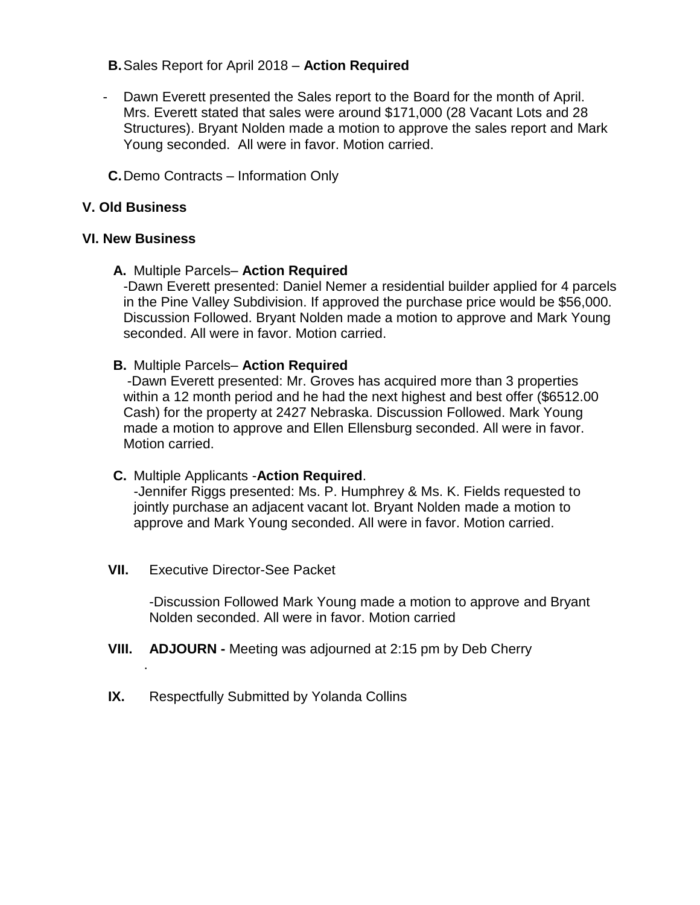**B.** Sales Report for April 2018 – **Action Required**

- Dawn Everett presented the Sales report to the Board for the month of April. Mrs. Everett stated that sales were around $171,000 (28 Vacant Lots and 28 Structures). Bryant Nolden made a motion to approve the sales report and Mark Young seconded. All were in favor. Motion carried.

**C.** Demo Contracts – Information Only

**V. Old Business**

**VI. New Business**

**A.** Multiple Parcels– **Action Required**

-Dawn Everett presented: Daniel Nemer a residential builder applied for 4 parcels in the Pine Valley Subdivision. If approved the purchase price would be $56,000. Discussion Followed. Bryant Nolden made a motion to approve and Mark Young seconded. All were in favor. Motion carried.

**B.** Multiple Parcels– **Action Required**

-Dawn Everett presented: Mr. Groves has acquired more than 3 properties within a 12 month period and he had the next highest and best offer ($6512.00 Cash) for the property at 2427 Nebraska. Discussion Followed. Mark Young made a motion to approve and Ellen Ellensburg seconded. All were in favor. Motion carried.

**C.** Multiple Applicants -**Action Required**.

-Jennifer Riggs presented: Ms. P. Humphrey & Ms. K. Fields requested to jointly purchase an adjacent vacant lot. Bryant Nolden made a motion to approve and Mark Young seconded. All were in favor. Motion carried.

**VII.** Executive Director-See Packet

-Discussion Followed Mark Young made a motion to approve and Bryant Nolden seconded. All were in favor. Motion carried

**VIII.** **ADJOURN -** Meeting was adjourned at 2:15 pm by Deb Cherry

**IX.** Respectfully Submitted by Yolanda Collins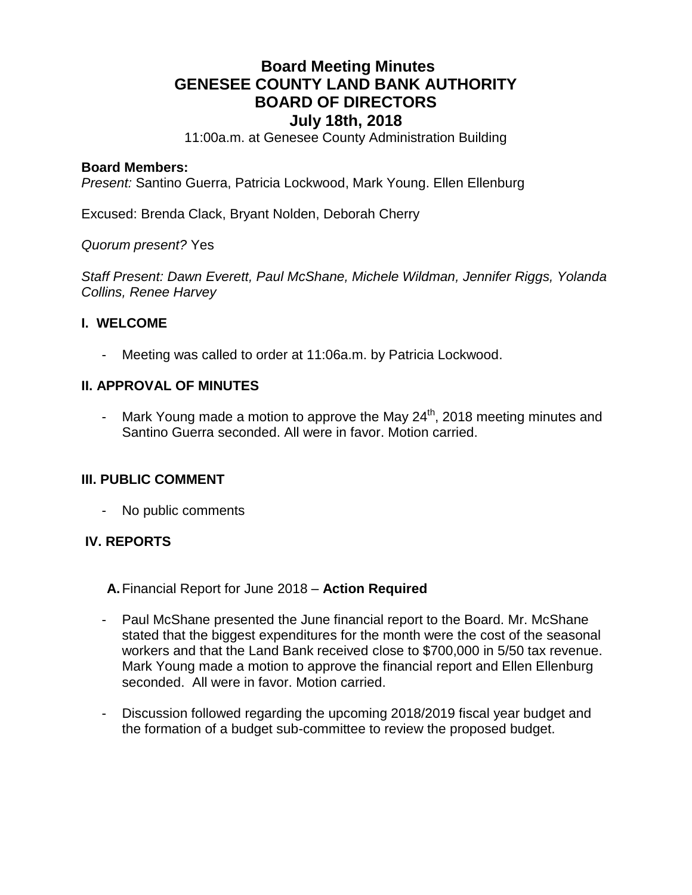# Board Meeting Minutes
# GENESEE COUNTY LAND BANK AUTHORITY
# BOARD OF DIRECTORS
# July 18th, 2018

11:00a.m. at Genesee County Administration Building

**Board Members:**
*Present:* Santino Guerra, Patricia Lockwood, Mark Young. Ellen Ellenburg

Excused: Brenda Clack, Bryant Nolden, Deborah Cherry

*Quorum present?* Yes

*Staff Present: Dawn Everett, Paul McShane, Michele Wildman, Jennifer Riggs, Yolanda Collins, Renee Harvey*

## I. WELCOME

- Meeting was called to order at 11:06a.m. by Patricia Lockwood.

## II. APPROVAL OF MINUTES

- Mark Young made a motion to approve the May 24th, 2018 meeting minutes and Santino Guerra seconded. All were in favor. Motion carried.

## III. PUBLIC COMMENT

- No public comments

## IV. REPORTS

**A.** Financial Report for June 2018 – **Action Required**

- Paul McShane presented the June financial report to the Board. Mr. McShane stated that the biggest expenditures for the month were the cost of the seasonal workers and that the Land Bank received close to $700,000 in 5/50 tax revenue. Mark Young made a motion to approve the financial report and Ellen Ellenburg seconded. All were in favor. Motion carried.

- Discussion followed regarding the upcoming 2018/2019 fiscal year budget and the formation of a budget sub-committee to review the proposed budget.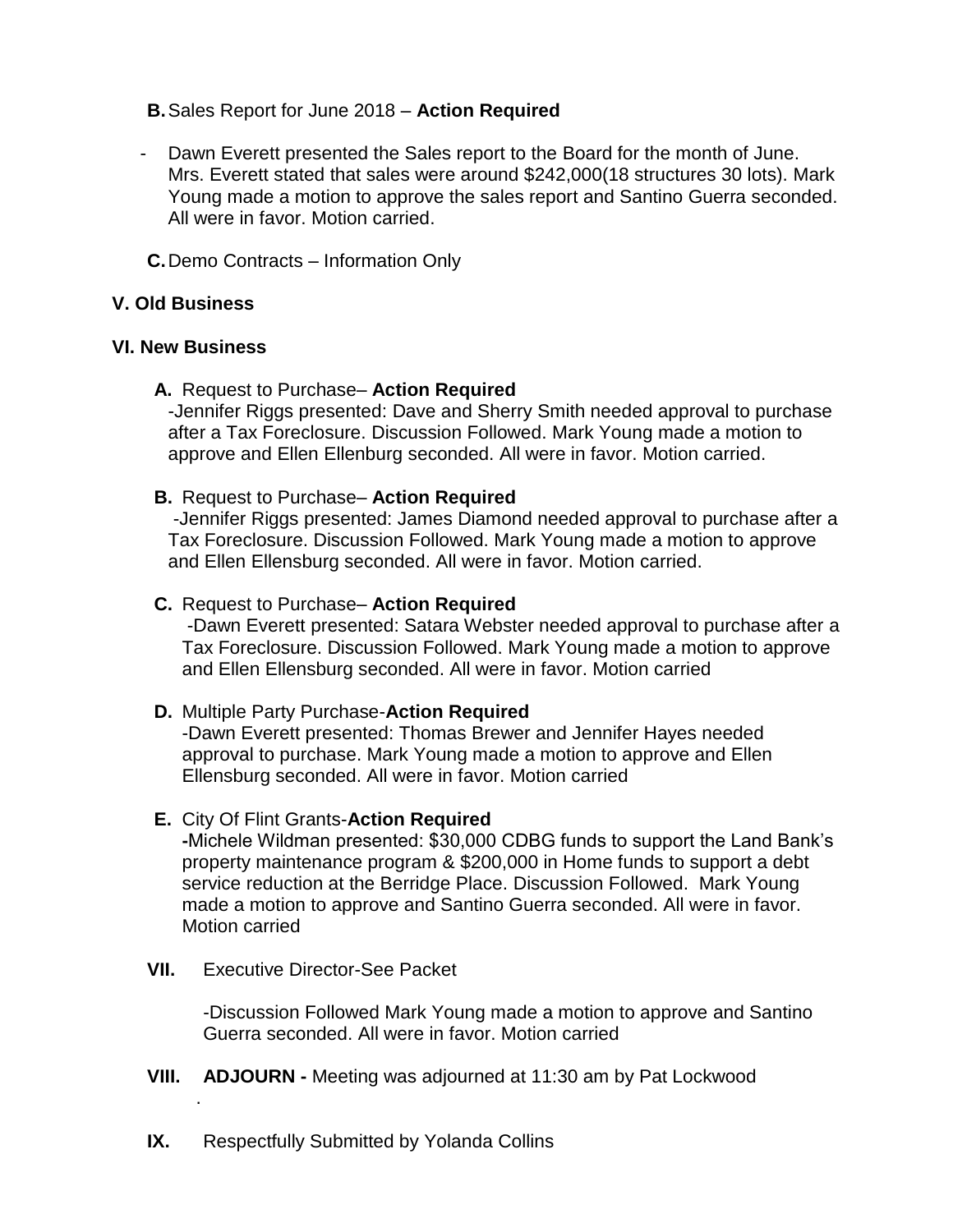**B.** Sales Report for June 2018 – **Action Required**

- Dawn Everett presented the Sales report to the Board for the month of June. Mrs. Everett stated that sales were around $242,000(18 structures 30 lots). Mark Young made a motion to approve the sales report and Santino Guerra seconded. All were in favor. Motion carried.

**C.** Demo Contracts – Information Only

## V. Old Business

## VI. New Business

**A.** Request to Purchase– **Action Required**
-Jennifer Riggs presented: Dave and Sherry Smith needed approval to purchase after a Tax Foreclosure. Discussion Followed. Mark Young made a motion to approve and Ellen Ellenburg seconded. All were in favor. Motion carried.

**B.** Request to Purchase– **Action Required**
-Jennifer Riggs presented: James Diamond needed approval to purchase after a Tax Foreclosure. Discussion Followed. Mark Young made a motion to approve and Ellen Ellensburg seconded. All were in favor. Motion carried.

**C.** Request to Purchase– **Action Required**
-Dawn Everett presented: Satara Webster needed approval to purchase after a Tax Foreclosure. Discussion Followed. Mark Young made a motion to approve and Ellen Ellensburg seconded. All were in favor. Motion carried

**D.** Multiple Party Purchase-**Action Required**
-Dawn Everett presented: Thomas Brewer and Jennifer Hayes needed approval to purchase. Mark Young made a motion to approve and Ellen Ellensburg seconded. All were in favor. Motion carried

**E.** City Of Flint Grants-**Action Required**
**-**Michele Wildman presented: $30,000 CDBG funds to support the Land Bank's property maintenance program & $200,000 in Home funds to support a debt service reduction at the Berridge Place. Discussion Followed. Mark Young made a motion to approve and Santino Guerra seconded. All were in favor. Motion carried

**VII.** Executive Director-See Packet

-Discussion Followed Mark Young made a motion to approve and Santino Guerra seconded. All were in favor. Motion carried

**VIII. ADJOURN -** Meeting was adjourned at 11:30 am by Pat Lockwood

**IX.** Respectfully Submitted by Yolanda Collins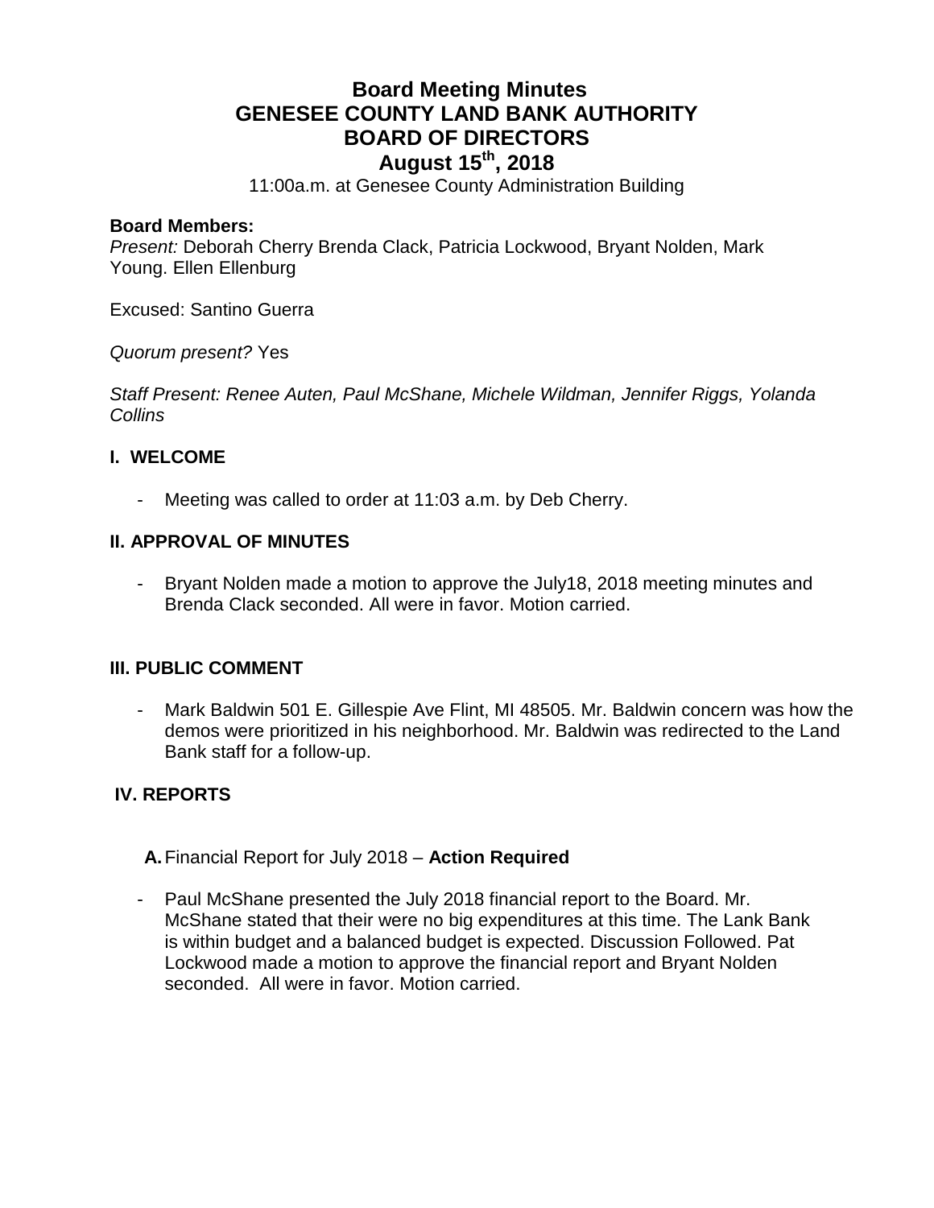# Board Meeting Minutes
# GENESEE COUNTY LAND BANK AUTHORITY
# BOARD OF DIRECTORS
# August 15th, 2018

11:00a.m. at Genesee County Administration Building

**Board Members:**
*Present:* Deborah Cherry Brenda Clack, Patricia Lockwood, Bryant Nolden, Mark Young. Ellen Ellenburg

Excused: Santino Guerra

*Quorum present?* Yes

*Staff Present: Renee Auten, Paul McShane, Michele Wildman, Jennifer Riggs, Yolanda Collins*

## I. WELCOME

- Meeting was called to order at 11:03 a.m. by Deb Cherry.

## II. APPROVAL OF MINUTES

- Bryant Nolden made a motion to approve the July18, 2018 meeting minutes and Brenda Clack seconded. All were in favor. Motion carried.

## III. PUBLIC COMMENT

- Mark Baldwin 501 E. Gillespie Ave Flint, MI 48505. Mr. Baldwin concern was how the demos were prioritized in his neighborhood. Mr. Baldwin was redirected to the Land Bank staff for a follow-up.

## IV. REPORTS

**A.** Financial Report for July 2018 – **Action Required**

- Paul McShane presented the July 2018 financial report to the Board. Mr. McShane stated that their were no big expenditures at this time. The Lank Bank is within budget and a balanced budget is expected. Discussion Followed. Pat Lockwood made a motion to approve the financial report and Bryant Nolden seconded. All were in favor. Motion carried.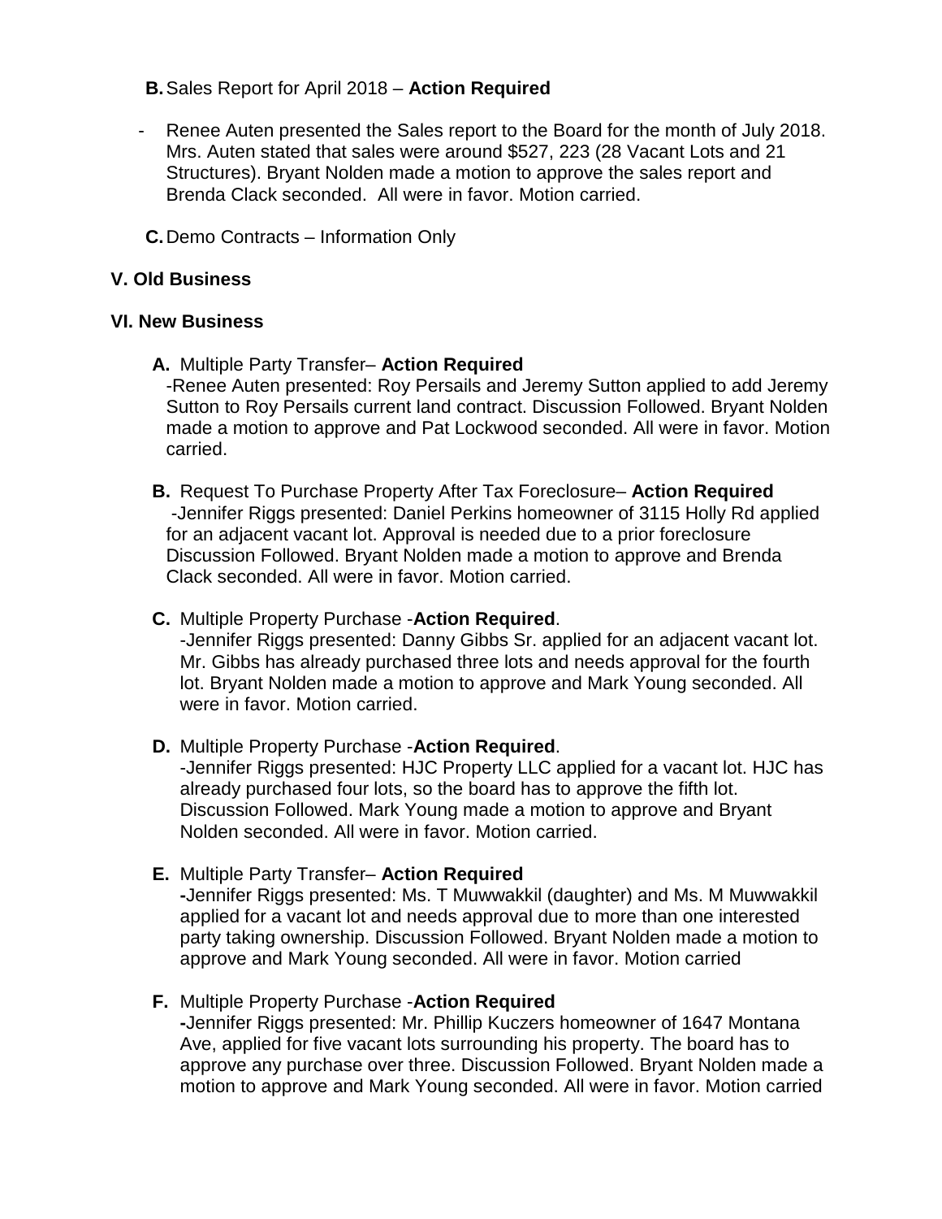**B.** Sales Report for April 2018 – **Action Required**

- Renee Auten presented the Sales report to the Board for the month of July 2018. Mrs. Auten stated that sales were around $527, 223 (28 Vacant Lots and 21 Structures). Bryant Nolden made a motion to approve the sales report and Brenda Clack seconded. All were in favor. Motion carried.

**C.** Demo Contracts – Information Only

## V. Old Business

## VI. New Business

**A.** Multiple Party Transfer– **Action Required**

-Renee Auten presented: Roy Persails and Jeremy Sutton applied to add Jeremy Sutton to Roy Persails current land contract. Discussion Followed. Bryant Nolden made a motion to approve and Pat Lockwood seconded. All were in favor. Motion carried.

**B.** Request To Purchase Property After Tax Foreclosure– **Action Required**

-Jennifer Riggs presented: Daniel Perkins homeowner of 3115 Holly Rd applied for an adjacent vacant lot. Approval is needed due to a prior foreclosure Discussion Followed. Bryant Nolden made a motion to approve and Brenda Clack seconded. All were in favor. Motion carried.

**C.** Multiple Property Purchase -**Action Required**.

-Jennifer Riggs presented: Danny Gibbs Sr. applied for an adjacent vacant lot. Mr. Gibbs has already purchased three lots and needs approval for the fourth lot. Bryant Nolden made a motion to approve and Mark Young seconded. All were in favor. Motion carried.

**D.** Multiple Property Purchase -**Action Required**.

-Jennifer Riggs presented: HJC Property LLC applied for a vacant lot. HJC has already purchased four lots, so the board has to approve the fifth lot. Discussion Followed. Mark Young made a motion to approve and Bryant Nolden seconded. All were in favor. Motion carried.

**E.** Multiple Party Transfer– **Action Required**

-Jennifer Riggs presented: Ms. T Muwwakkil (daughter) and Ms. M Muwwakkil applied for a vacant lot and needs approval due to more than one interested party taking ownership. Discussion Followed. Bryant Nolden made a motion to approve and Mark Young seconded. All were in favor. Motion carried

**F.** Multiple Property Purchase -**Action Required**

-Jennifer Riggs presented: Mr. Phillip Kuczers homeowner of 1647 Montana Ave, applied for five vacant lots surrounding his property. The board has to approve any purchase over three. Discussion Followed. Bryant Nolden made a motion to approve and Mark Young seconded. All were in favor. Motion carried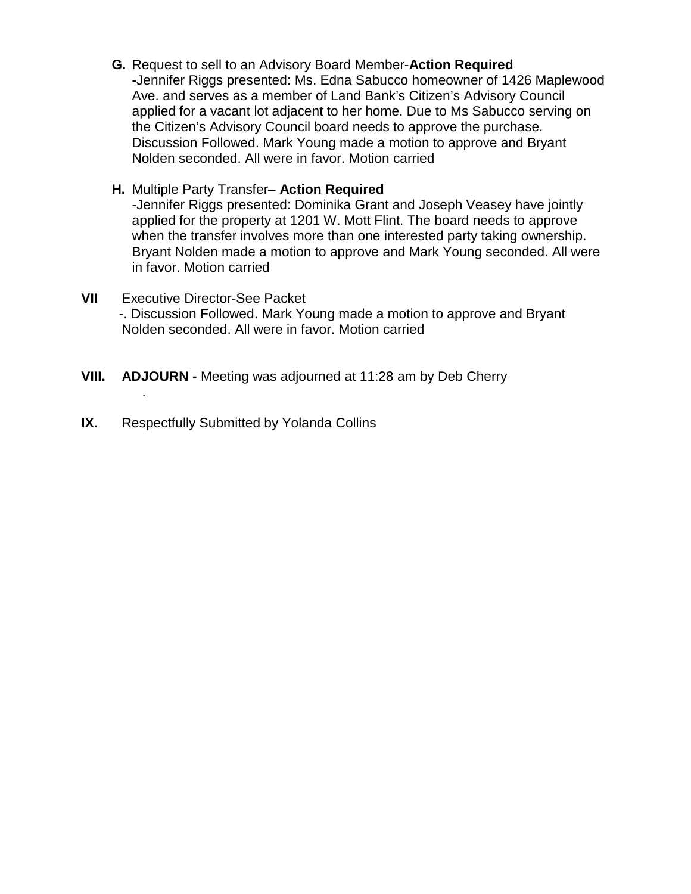**G.** Request to sell to an Advisory Board Member-**Action Required**

**-**Jennifer Riggs presented: Ms. Edna Sabucco homeowner of 1426 Maplewood Ave. and serves as a member of Land Bank's Citizen's Advisory Council applied for a vacant lot adjacent to her home. Due to Ms Sabucco serving on the Citizen's Advisory Council board needs to approve the purchase. Discussion Followed. Mark Young made a motion to approve and Bryant Nolden seconded. All were in favor. Motion carried

**H.** Multiple Party Transfer– **Action Required**

-Jennifer Riggs presented: Dominika Grant and Joseph Veasey have jointly applied for the property at 1201 W. Mott Flint. The board needs to approve when the transfer involves more than one interested party taking ownership. Bryant Nolden made a motion to approve and Mark Young seconded. All were in favor. Motion carried

**VII** Executive Director-See Packet

-. Discussion Followed. Mark Young made a motion to approve and Bryant Nolden seconded. All were in favor. Motion carried

**VIII. ADJOURN -** Meeting was adjourned at 11:28 am by Deb Cherry

.

**IX.** Respectfully Submitted by Yolanda Collins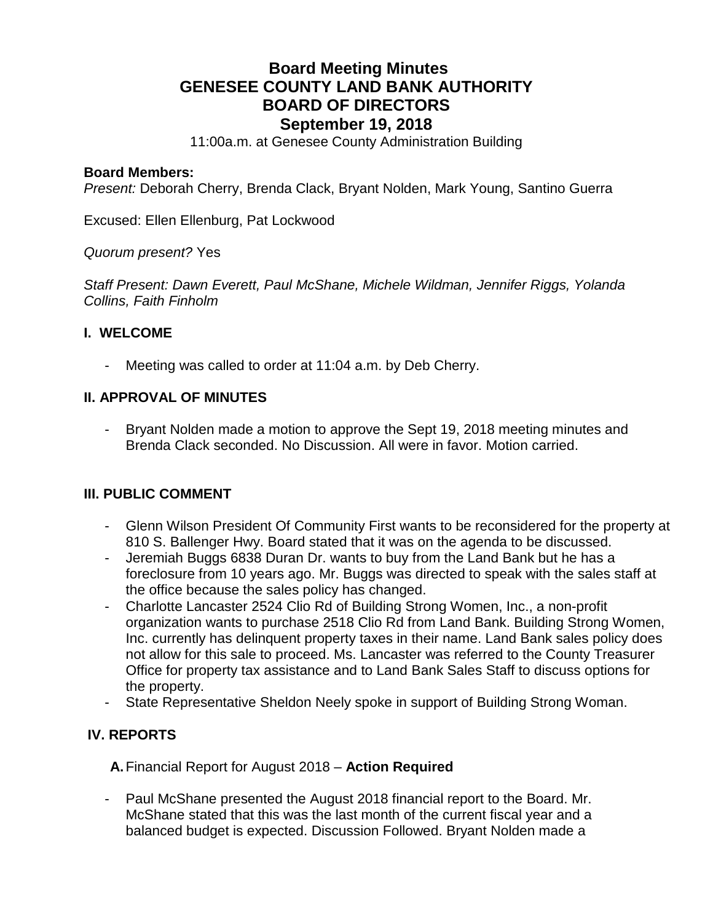# Board Meeting Minutes
# GENESEE COUNTY LAND BANK AUTHORITY
# BOARD OF DIRECTORS
# September 19, 2018

11:00a.m. at Genesee County Administration Building

**Board Members:**
*Present:* Deborah Cherry, Brenda Clack, Bryant Nolden, Mark Young, Santino Guerra

Excused: Ellen Ellenburg, Pat Lockwood

*Quorum present?* Yes

*Staff Present: Dawn Everett, Paul McShane, Michele Wildman, Jennifer Riggs, Yolanda Collins, Faith Finholm*

## I. WELCOME

- Meeting was called to order at 11:04 a.m. by Deb Cherry.

## II. APPROVAL OF MINUTES

- Bryant Nolden made a motion to approve the Sept 19, 2018 meeting minutes and Brenda Clack seconded. No Discussion. All were in favor. Motion carried.

## III. PUBLIC COMMENT

- Glenn Wilson President Of Community First wants to be reconsidered for the property at 810 S. Ballenger Hwy. Board stated that it was on the agenda to be discussed.
- Jeremiah Buggs 6838 Duran Dr. wants to buy from the Land Bank but he has a foreclosure from 10 years ago. Mr. Buggs was directed to speak with the sales staff at the office because the sales policy has changed.
- Charlotte Lancaster 2524 Clio Rd of Building Strong Women, Inc., a non-profit organization wants to purchase 2518 Clio Rd from Land Bank. Building Strong Women, Inc. currently has delinquent property taxes in their name. Land Bank sales policy does not allow for this sale to proceed. Ms. Lancaster was referred to the County Treasurer Office for property tax assistance and to Land Bank Sales Staff to discuss options for the property.
- State Representative Sheldon Neely spoke in support of Building Strong Woman.

## IV. REPORTS

**A.** Financial Report for August 2018 – **Action Required**

- Paul McShane presented the August 2018 financial report to the Board. Mr. McShane stated that this was the last month of the current fiscal year and a balanced budget is expected. Discussion Followed. Bryant Nolden made a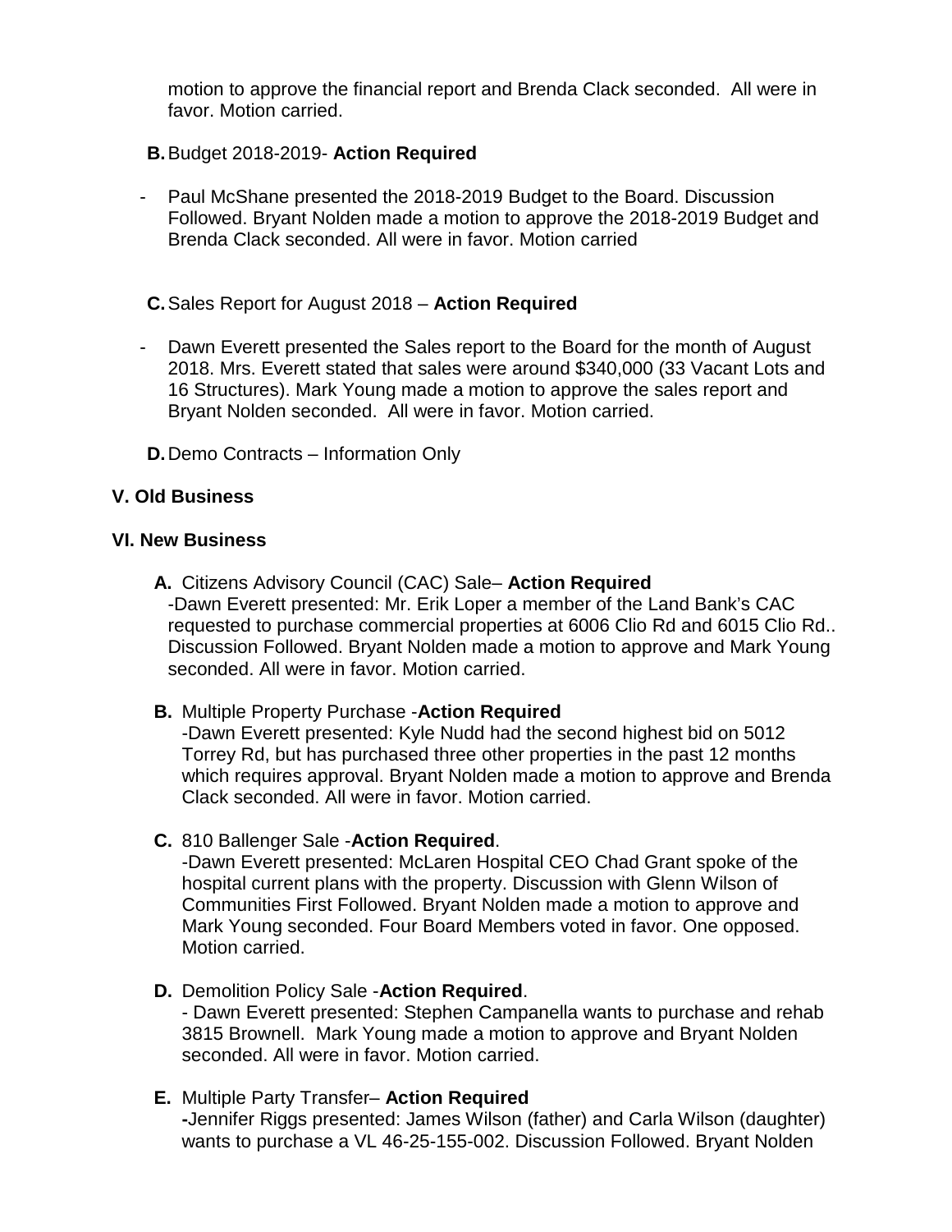motion to approve the financial report and Brenda Clack seconded. All were in favor. Motion carried.

**B.** Budget 2018-2019- **Action Required**

- Paul McShane presented the 2018-2019 Budget to the Board. Discussion Followed. Bryant Nolden made a motion to approve the 2018-2019 Budget and Brenda Clack seconded. All were in favor. Motion carried

**C.** Sales Report for August 2018 – **Action Required**

- Dawn Everett presented the Sales report to the Board for the month of August 2018. Mrs. Everett stated that sales were around $340,000 (33 Vacant Lots and 16 Structures). Mark Young made a motion to approve the sales report and Bryant Nolden seconded. All were in favor. Motion carried.

**D.** Demo Contracts – Information Only

## V. Old Business

## VI. New Business

**A.** Citizens Advisory Council (CAC) Sale– **Action Required**
-Dawn Everett presented: Mr. Erik Loper a member of the Land Bank's CAC requested to purchase commercial properties at 6006 Clio Rd and 6015 Clio Rd.. Discussion Followed. Bryant Nolden made a motion to approve and Mark Young seconded. All were in favor. Motion carried.

**B.** Multiple Property Purchase -**Action Required**
-Dawn Everett presented: Kyle Nudd had the second highest bid on 5012 Torrey Rd, but has purchased three other properties in the past 12 months which requires approval. Bryant Nolden made a motion to approve and Brenda Clack seconded. All were in favor. Motion carried.

**C.** 810 Ballenger Sale -**Action Required**.
-Dawn Everett presented: McLaren Hospital CEO Chad Grant spoke of the hospital current plans with the property. Discussion with Glenn Wilson of Communities First Followed. Bryant Nolden made a motion to approve and Mark Young seconded. Four Board Members voted in favor. One opposed. Motion carried.

**D.** Demolition Policy Sale -**Action Required**.
- Dawn Everett presented: Stephen Campanella wants to purchase and rehab 3815 Brownell. Mark Young made a motion to approve and Bryant Nolden seconded. All were in favor. Motion carried.

**E.** Multiple Party Transfer– **Action Required**
**-**Jennifer Riggs presented: James Wilson (father) and Carla Wilson (daughter) wants to purchase a VL 46-25-155-002. Discussion Followed. Bryant Nolden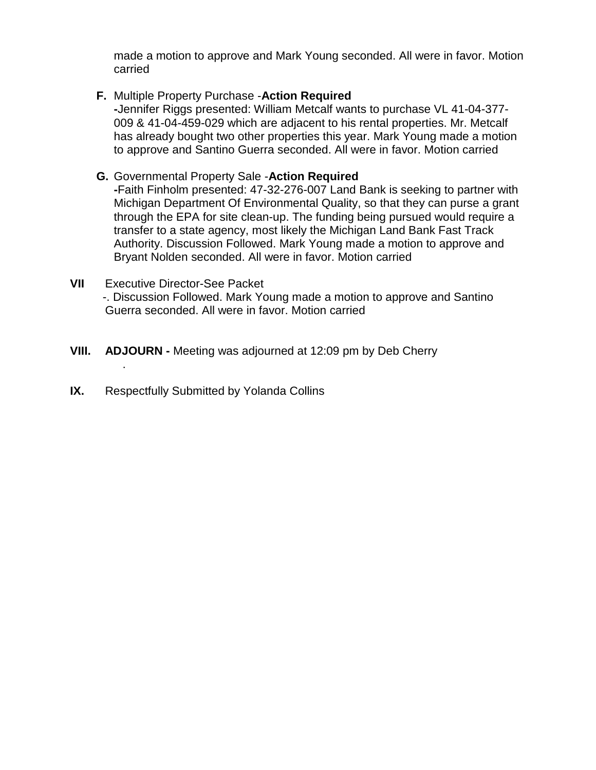made a motion to approve and Mark Young seconded. All were in favor. Motion carried

**F.** Multiple Property Purchase -**Action Required**
**-**Jennifer Riggs presented: William Metcalf wants to purchase VL 41-04-377-009 & 41-04-459-029 which are adjacent to his rental properties. Mr. Metcalf has already bought two other properties this year. Mark Young made a motion to approve and Santino Guerra seconded. All were in favor. Motion carried

**G.** Governmental Property Sale -**Action Required**
**-**Faith Finholm presented: 47-32-276-007 Land Bank is seeking to partner with Michigan Department Of Environmental Quality, so that they can purse a grant through the EPA for site clean-up. The funding being pursued would require a transfer to a state agency, most likely the Michigan Land Bank Fast Track Authority. Discussion Followed. Mark Young made a motion to approve and Bryant Nolden seconded. All were in favor. Motion carried

**VII** Executive Director-See Packet
-. Discussion Followed. Mark Young made a motion to approve and Santino Guerra seconded. All were in favor. Motion carried

**VIII. ADJOURN -** Meeting was adjourned at 12:09 pm by Deb Cherry
.

**IX.** Respectfully Submitted by Yolanda Collins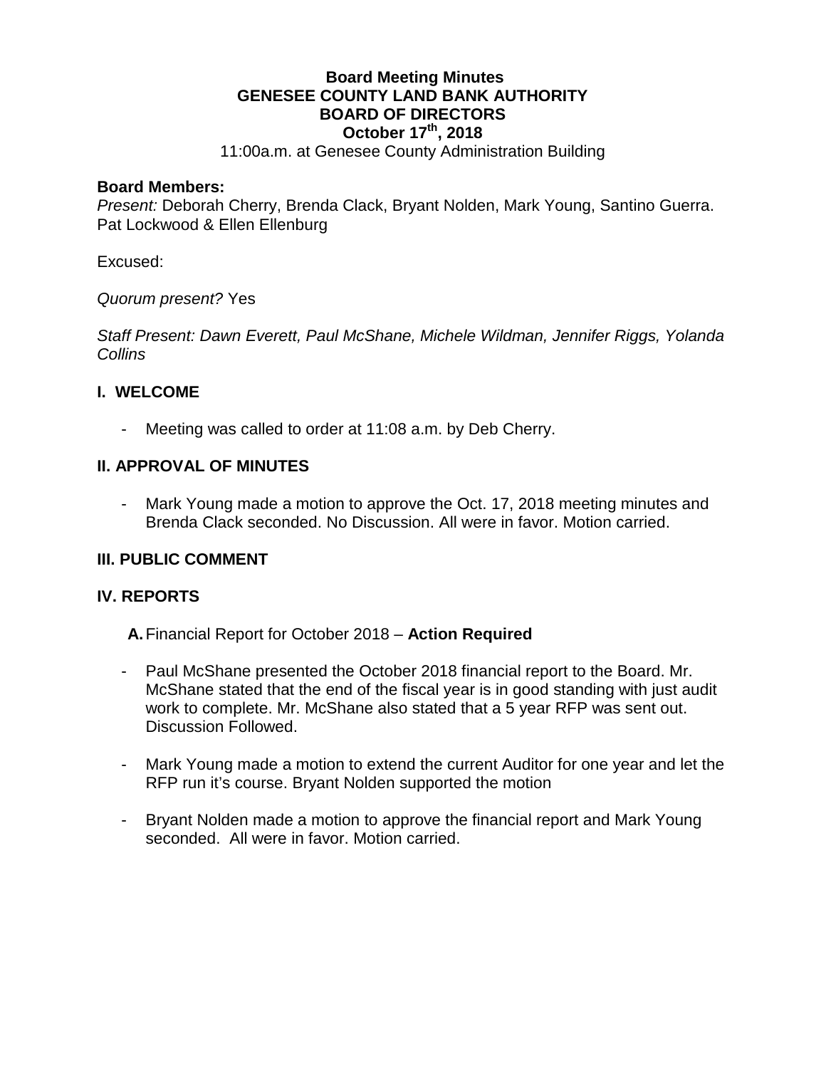**Board Meeting Minutes**
**GENESEE COUNTY LAND BANK AUTHORITY**
**BOARD OF DIRECTORS**
**October 17th, 2018**
11:00a.m. at Genesee County Administration Building

**Board Members:**
*Present:* Deborah Cherry, Brenda Clack, Bryant Nolden, Mark Young, Santino Guerra. Pat Lockwood & Ellen Ellenburg

Excused:

*Quorum present?* Yes

*Staff Present: Dawn Everett, Paul McShane, Michele Wildman, Jennifer Riggs, Yolanda Collins*

## I. WELCOME

- Meeting was called to order at 11:08 a.m. by Deb Cherry.

## II. APPROVAL OF MINUTES

- Mark Young made a motion to approve the Oct. 17, 2018 meeting minutes and Brenda Clack seconded. No Discussion. All were in favor. Motion carried.

## III. PUBLIC COMMENT

## IV. REPORTS

**A.** Financial Report for October 2018 – **Action Required**

- Paul McShane presented the October 2018 financial report to the Board. Mr. McShane stated that the end of the fiscal year is in good standing with just audit work to complete. Mr. McShane also stated that a 5 year RFP was sent out. Discussion Followed.
- Mark Young made a motion to extend the current Auditor for one year and let the RFP run it's course. Bryant Nolden supported the motion
- Bryant Nolden made a motion to approve the financial report and Mark Young seconded. All were in favor. Motion carried.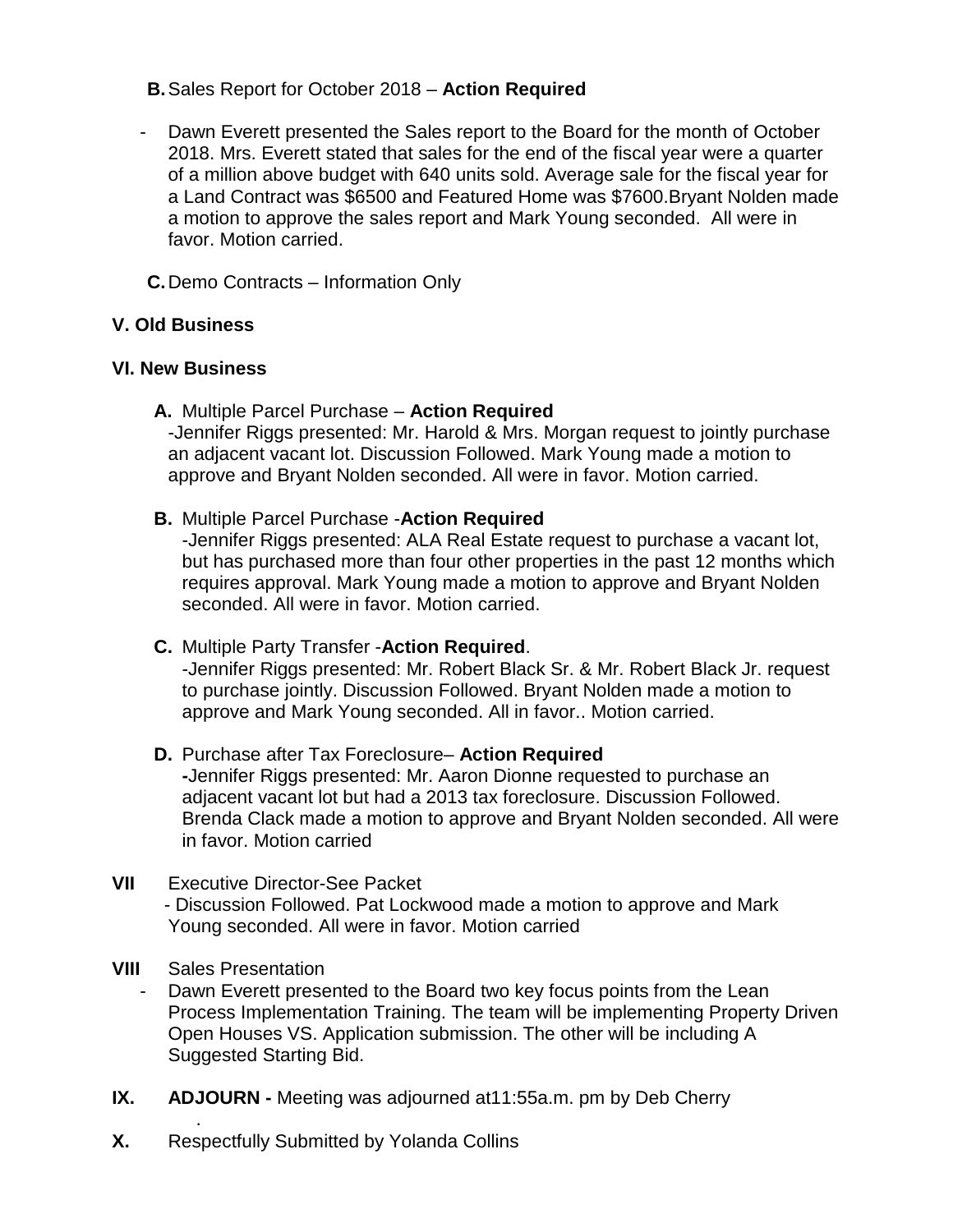**B.** Sales Report for October 2018 – **Action Required**

- Dawn Everett presented the Sales report to the Board for the month of October 2018. Mrs. Everett stated that sales for the end of the fiscal year were a quarter of a million above budget with 640 units sold. Average sale for the fiscal year for a Land Contract was $6500 and Featured Home was $7600.Bryant Nolden made a motion to approve the sales report and Mark Young seconded. All were in favor. Motion carried.

**C.** Demo Contracts – Information Only

## V. Old Business

## VI. New Business

**A.** Multiple Parcel Purchase – **Action Required**
-Jennifer Riggs presented: Mr. Harold & Mrs. Morgan request to jointly purchase an adjacent vacant lot. Discussion Followed. Mark Young made a motion to approve and Bryant Nolden seconded. All were in favor. Motion carried.

**B.** Multiple Parcel Purchase -**Action Required**
-Jennifer Riggs presented: ALA Real Estate request to purchase a vacant lot, but has purchased more than four other properties in the past 12 months which requires approval. Mark Young made a motion to approve and Bryant Nolden seconded. All were in favor. Motion carried.

**C.** Multiple Party Transfer -**Action Required**.
-Jennifer Riggs presented: Mr. Robert Black Sr. & Mr. Robert Black Jr. request to purchase jointly. Discussion Followed. Bryant Nolden made a motion to approve and Mark Young seconded. All in favor.. Motion carried.

**D.** Purchase after Tax Foreclosure– **Action Required**
**-**Jennifer Riggs presented: Mr. Aaron Dionne requested to purchase an adjacent vacant lot but had a 2013 tax foreclosure. Discussion Followed. Brenda Clack made a motion to approve and Bryant Nolden seconded. All were in favor. Motion carried

**VII** Executive Director-See Packet
- Discussion Followed. Pat Lockwood made a motion to approve and Mark Young seconded. All were in favor. Motion carried

**VIII** Sales Presentation
- Dawn Everett presented to the Board two key focus points from the Lean Process Implementation Training. The team will be implementing Property Driven Open Houses VS. Application submission. The other will be including A Suggested Starting Bid.

**IX. ADJOURN -** Meeting was adjourned at11:55a.m. pm by Deb Cherry
.

**X.** Respectfully Submitted by Yolanda Collins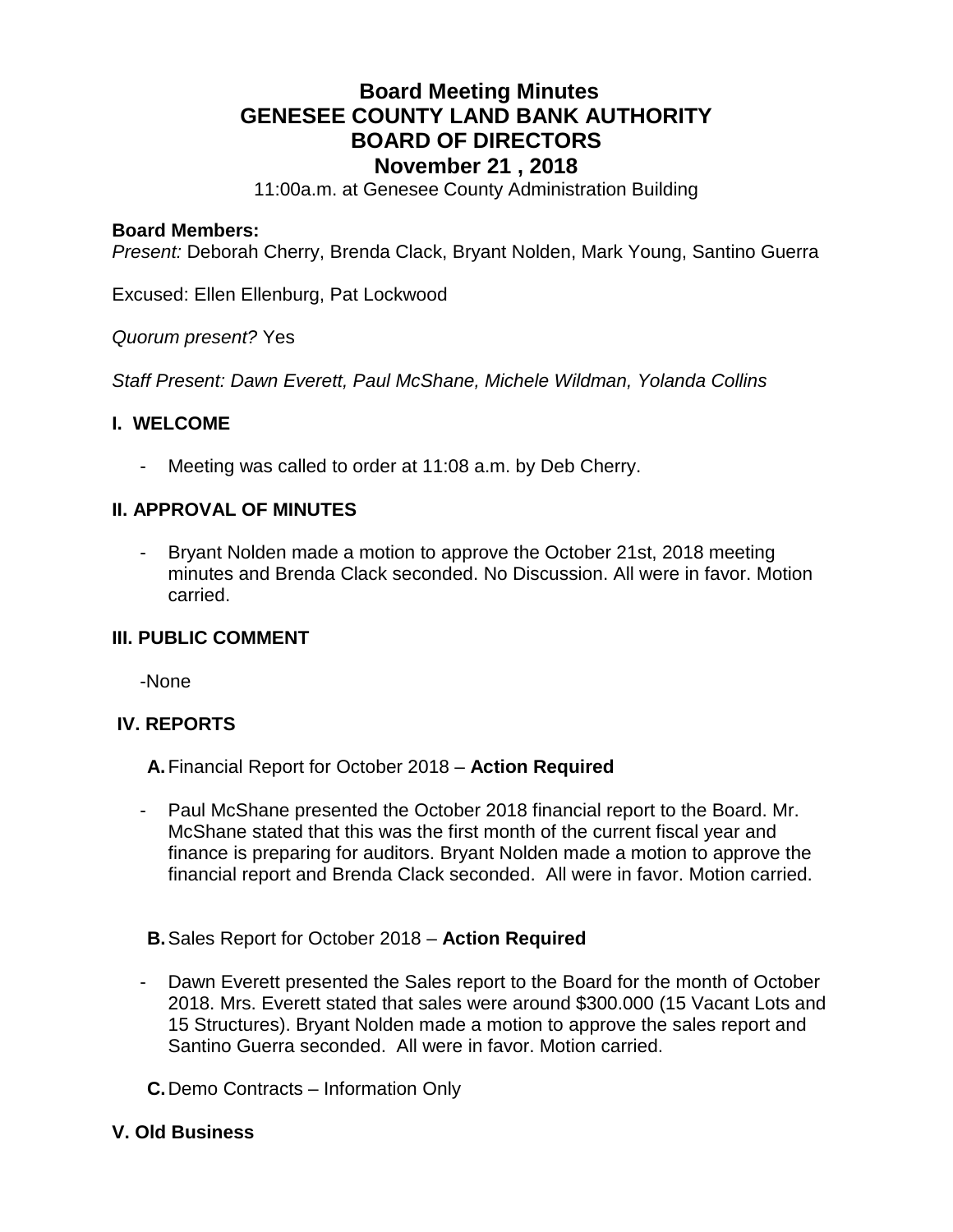# Board Meeting Minutes
# GENESEE COUNTY LAND BANK AUTHORITY
# BOARD OF DIRECTORS
# November 21 , 2018

11:00a.m. at Genesee County Administration Building

**Board Members:**
*Present:* Deborah Cherry, Brenda Clack, Bryant Nolden, Mark Young, Santino Guerra

Excused: Ellen Ellenburg, Pat Lockwood

*Quorum present?* Yes

*Staff Present: Dawn Everett, Paul McShane, Michele Wildman, Yolanda Collins*

## I. WELCOME

- Meeting was called to order at 11:08 a.m. by Deb Cherry.

## II. APPROVAL OF MINUTES

- Bryant Nolden made a motion to approve the October 21st, 2018 meeting minutes and Brenda Clack seconded. No Discussion. All were in favor. Motion carried.

## III. PUBLIC COMMENT

-None

## IV. REPORTS

**A.** Financial Report for October 2018 – **Action Required**

- Paul McShane presented the October 2018 financial report to the Board. Mr. McShane stated that this was the first month of the current fiscal year and finance is preparing for auditors. Bryant Nolden made a motion to approve the financial report and Brenda Clack seconded. All were in favor. Motion carried.

**B.** Sales Report for October 2018 – **Action Required**

- Dawn Everett presented the Sales report to the Board for the month of October 2018. Mrs. Everett stated that sales were around $300.000 (15 Vacant Lots and 15 Structures). Bryant Nolden made a motion to approve the sales report and Santino Guerra seconded. All were in favor. Motion carried.

**C.** Demo Contracts – Information Only

## V. Old Business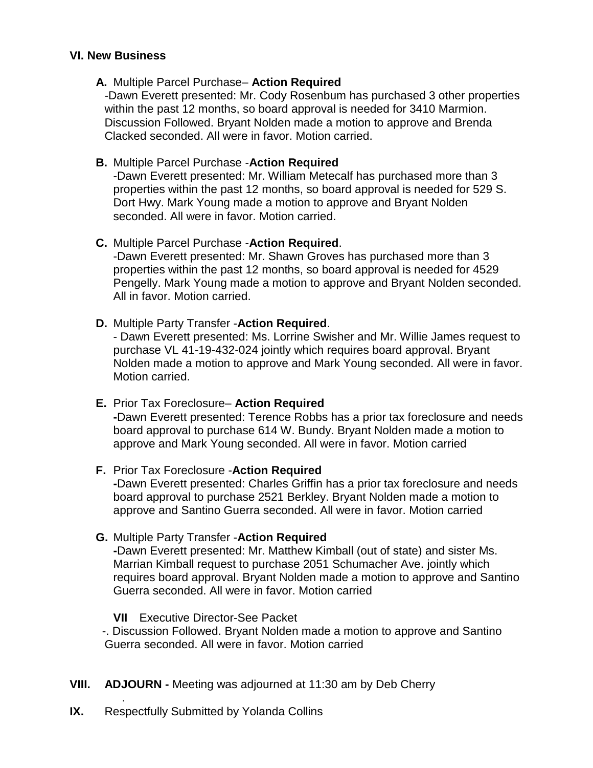## VI. New Business

**A.** Multiple Parcel Purchase– **Action Required**

-Dawn Everett presented: Mr. Cody Rosenbum has purchased 3 other properties within the past 12 months, so board approval is needed for 3410 Marmion. Discussion Followed. Bryant Nolden made a motion to approve and Brenda Clacked seconded. All were in favor. Motion carried.

**B.** Multiple Parcel Purchase -**Action Required**

-Dawn Everett presented: Mr. William Metecalf has purchased more than 3 properties within the past 12 months, so board approval is needed for 529 S. Dort Hwy. Mark Young made a motion to approve and Bryant Nolden seconded. All were in favor. Motion carried.

**C.** Multiple Parcel Purchase -**Action Required**.

-Dawn Everett presented: Mr. Shawn Groves has purchased more than 3 properties within the past 12 months, so board approval is needed for 4529 Pengelly. Mark Young made a motion to approve and Bryant Nolden seconded. All in favor. Motion carried.

**D.** Multiple Party Transfer -**Action Required**.

- Dawn Everett presented: Ms. Lorrine Swisher and Mr. Willie James request to purchase VL 41-19-432-024 jointly which requires board approval. Bryant Nolden made a motion to approve and Mark Young seconded. All were in favor. Motion carried.

**E.** Prior Tax Foreclosure– **Action Required**

**-**Dawn Everett presented: Terence Robbs has a prior tax foreclosure and needs board approval to purchase 614 W. Bundy. Bryant Nolden made a motion to approve and Mark Young seconded. All were in favor. Motion carried

**F.** Prior Tax Foreclosure -**Action Required**

**-**Dawn Everett presented: Charles Griffin has a prior tax foreclosure and needs board approval to purchase 2521 Berkley. Bryant Nolden made a motion to approve and Santino Guerra seconded. All were in favor. Motion carried

**G.** Multiple Party Transfer -**Action Required**

**-**Dawn Everett presented: Mr. Matthew Kimball (out of state) and sister Ms. Marrian Kimball request to purchase 2051 Schumacher Ave. jointly which requires board approval. Bryant Nolden made a motion to approve and Santino Guerra seconded. All were in favor. Motion carried

**VII** Executive Director-See Packet

-. Discussion Followed. Bryant Nolden made a motion to approve and Santino Guerra seconded. All were in favor. Motion carried

**VIII. ADJOURN -** Meeting was adjourned at 11:30 am by Deb Cherry

.

**IX.** Respectfully Submitted by Yolanda Collins